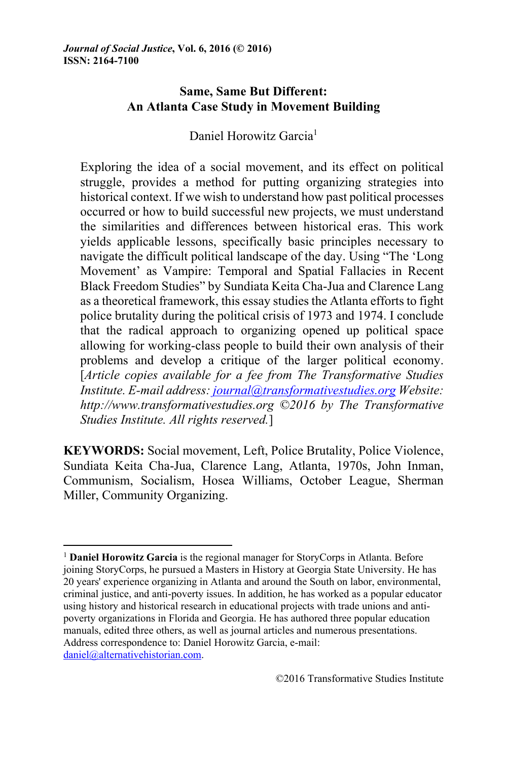*Journal of Social Justice*, Vol. 6, 2016 (© 2016)
ISSN: 2164-7100

# Same, Same But Different: An Atlanta Case Study in Movement Building

Daniel Horowitz Garcia[1]

Exploring the idea of a social movement, and its effect on political struggle, provides a method for putting organizing strategies into historical context. If we wish to understand how past political processes occurred or how to build successful new projects, we must understand the similarities and differences between historical eras. This work yields applicable lessons, specifically basic principles necessary to navigate the difficult political landscape of the day. Using "The 'Long Movement' as Vampire: Temporal and Spatial Fallacies in Recent Black Freedom Studies" by Sundiata Keita Cha-Jua and Clarence Lang as a theoretical framework, this essay studies the Atlanta efforts to fight police brutality during the political crisis of 1973 and 1974. I conclude that the radical approach to organizing opened up political space allowing for working-class people to build their own analysis of their problems and develop a critique of the larger political economy. [*Article copies available for a fee from The Transformative Studies Institute. E-mail address: journal@transformativestudies.org Website: http://www.transformativestudies.org ©2016 by The Transformative Studies Institute. All rights reserved.*]

**KEYWORDS:** Social movement, Left, Police Brutality, Police Violence, Sundiata Keita Cha-Jua, Clarence Lang, Atlanta, 1970s, John Inman, Communism, Socialism, Hosea Williams, October League, Sherman Miller, Community Organizing.

---

[1] **Daniel Horowitz Garcia** is the regional manager for StoryCorps in Atlanta. Before joining StoryCorps, he pursued a Masters in History at Georgia State University. He has 20 years' experience organizing in Atlanta and around the South on labor, environmental, criminal justice, and anti-poverty issues. In addition, he has worked as a popular educator using history and historical research in educational projects with trade unions and anti-poverty organizations in Florida and Georgia. He has authored three popular education manuals, edited three others, as well as journal articles and numerous presentations. Address correspondence to: Daniel Horowitz Garcia, e-mail: daniel@alternativehistorian.com.

©2016 Transformative Studies Institute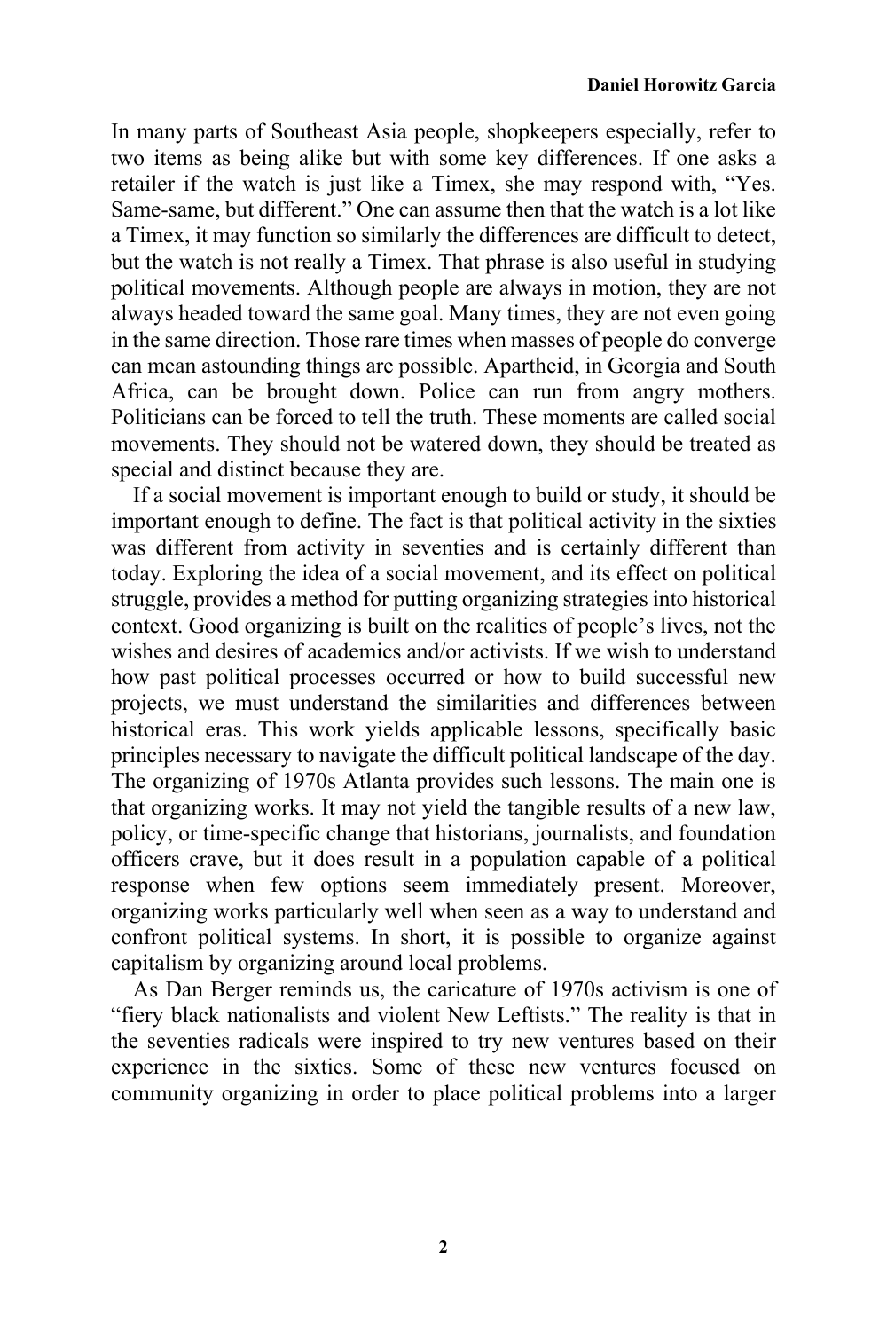In many parts of Southeast Asia people, shopkeepers especially, refer to two items as being alike but with some key differences. If one asks a retailer if the watch is just like a Timex, she may respond with, "Yes. Same-same, but different." One can assume then that the watch is a lot like a Timex, it may function so similarly the differences are difficult to detect, but the watch is not really a Timex. That phrase is also useful in studying political movements. Although people are always in motion, they are not always headed toward the same goal. Many times, they are not even going in the same direction. Those rare times when masses of people do converge can mean astounding things are possible. Apartheid, in Georgia and South Africa, can be brought down. Police can run from angry mothers. Politicians can be forced to tell the truth. These moments are called social movements. They should not be watered down, they should be treated as special and distinct because they are.

If a social movement is important enough to build or study, it should be important enough to define. The fact is that political activity in the sixties was different from activity in seventies and is certainly different than today. Exploring the idea of a social movement, and its effect on political struggle, provides a method for putting organizing strategies into historical context. Good organizing is built on the realities of people's lives, not the wishes and desires of academics and/or activists. If we wish to understand how past political processes occurred or how to build successful new projects, we must understand the similarities and differences between historical eras. This work yields applicable lessons, specifically basic principles necessary to navigate the difficult political landscape of the day. The organizing of 1970s Atlanta provides such lessons. The main one is that organizing works. It may not yield the tangible results of a new law, policy, or time-specific change that historians, journalists, and foundation officers crave, but it does result in a population capable of a political response when few options seem immediately present. Moreover, organizing works particularly well when seen as a way to understand and confront political systems. In short, it is possible to organize against capitalism by organizing around local problems.

As Dan Berger reminds us, the caricature of 1970s activism is one of "fiery black nationalists and violent New Leftists." The reality is that in the seventies radicals were inspired to try new ventures based on their experience in the sixties. Some of these new ventures focused on community organizing in order to place political problems into a larger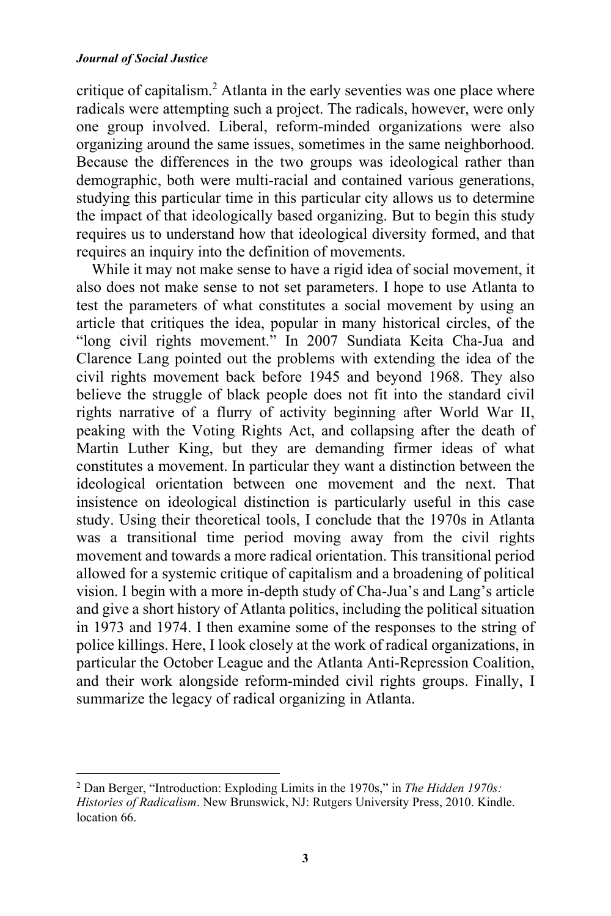critique of capitalism.[2] Atlanta in the early seventies was one place where radicals were attempting such a project. The radicals, however, were only one group involved. Liberal, reform-minded organizations were also organizing around the same issues, sometimes in the same neighborhood. Because the differences in the two groups was ideological rather than demographic, both were multi-racial and contained various generations, studying this particular time in this particular city allows us to determine the impact of that ideologically based organizing. But to begin this study requires us to understand how that ideological diversity formed, and that requires an inquiry into the definition of movements.

While it may not make sense to have a rigid idea of social movement, it also does not make sense to not set parameters. I hope to use Atlanta to test the parameters of what constitutes a social movement by using an article that critiques the idea, popular in many historical circles, of the "long civil rights movement." In 2007 Sundiata Keita Cha-Jua and Clarence Lang pointed out the problems with extending the idea of the civil rights movement back before 1945 and beyond 1968. They also believe the struggle of black people does not fit into the standard civil rights narrative of a flurry of activity beginning after World War II, peaking with the Voting Rights Act, and collapsing after the death of Martin Luther King, but they are demanding firmer ideas of what constitutes a movement. In particular they want a distinction between the ideological orientation between one movement and the next. That insistence on ideological distinction is particularly useful in this case study. Using their theoretical tools, I conclude that the 1970s in Atlanta was a transitional time period moving away from the civil rights movement and towards a more radical orientation. This transitional period allowed for a systemic critique of capitalism and a broadening of political vision. I begin with a more in-depth study of Cha-Jua's and Lang's article and give a short history of Atlanta politics, including the political situation in 1973 and 1974. I then examine some of the responses to the string of police killings. Here, I look closely at the work of radical organizations, in particular the October League and the Atlanta Anti-Repression Coalition, and their work alongside reform-minded civil rights groups. Finally, I summarize the legacy of radical organizing in Atlanta.

[2] Dan Berger, "Introduction: Exploding Limits in the 1970s," in *The Hidden 1970s: Histories of Radicalism*. New Brunswick, NJ: Rutgers University Press, 2010. Kindle. location 66.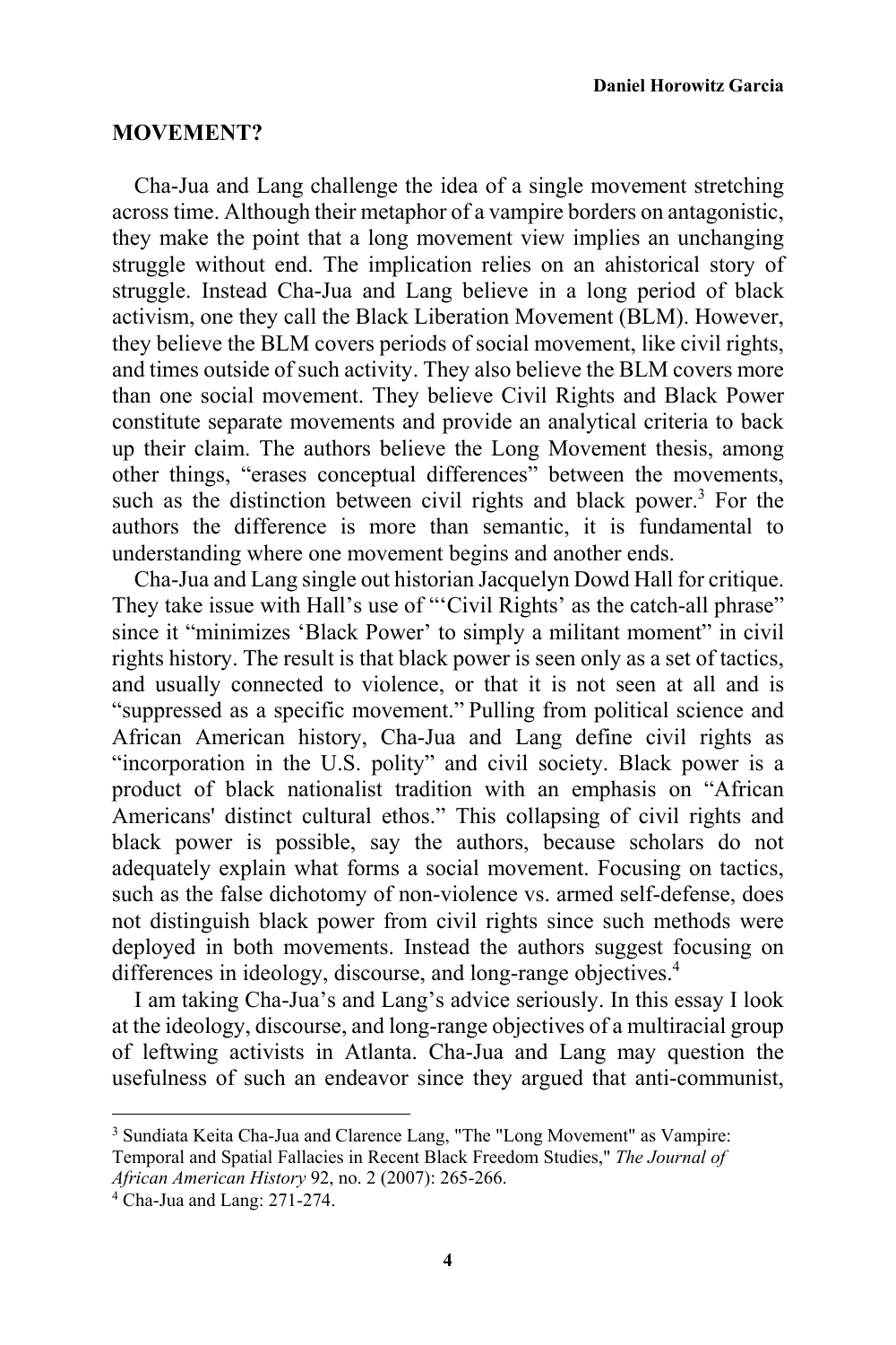## MOVEMENT?

Cha-Jua and Lang challenge the idea of a single movement stretching across time. Although their metaphor of a vampire borders on antagonistic, they make the point that a long movement view implies an unchanging struggle without end. The implication relies on an ahistorical story of struggle. Instead Cha-Jua and Lang believe in a long period of black activism, one they call the Black Liberation Movement (BLM). However, they believe the BLM covers periods of social movement, like civil rights, and times outside of such activity. They also believe the BLM covers more than one social movement. They believe Civil Rights and Black Power constitute separate movements and provide an analytical criteria to back up their claim. The authors believe the Long Movement thesis, among other things, "erases conceptual differences" between the movements, such as the distinction between civil rights and black power.[3] For the authors the difference is more than semantic, it is fundamental to understanding where one movement begins and another ends.

Cha-Jua and Lang single out historian Jacquelyn Dowd Hall for critique. They take issue with Hall's use of "'Civil Rights' as the catch-all phrase" since it "minimizes 'Black Power' to simply a militant moment" in civil rights history. The result is that black power is seen only as a set of tactics, and usually connected to violence, or that it is not seen at all and is "suppressed as a specific movement." Pulling from political science and African American history, Cha-Jua and Lang define civil rights as "incorporation in the U.S. polity" and civil society. Black power is a product of black nationalist tradition with an emphasis on "African Americans' distinct cultural ethos." This collapsing of civil rights and black power is possible, say the authors, because scholars do not adequately explain what forms a social movement. Focusing on tactics, such as the false dichotomy of non-violence vs. armed self-defense, does not distinguish black power from civil rights since such methods were deployed in both movements. Instead the authors suggest focusing on differences in ideology, discourse, and long-range objectives.[4]

I am taking Cha-Jua's and Lang's advice seriously. In this essay I look at the ideology, discourse, and long-range objectives of a multiracial group of leftwing activists in Atlanta. Cha-Jua and Lang may question the usefulness of such an endeavor since they argued that anti-communist,

---

[3] Sundiata Keita Cha-Jua and Clarence Lang, "The "Long Movement" as Vampire: Temporal and Spatial Fallacies in Recent Black Freedom Studies," *The Journal of African American History* 92, no. 2 (2007): 265-266.

[4] Cha-Jua and Lang: 271-274.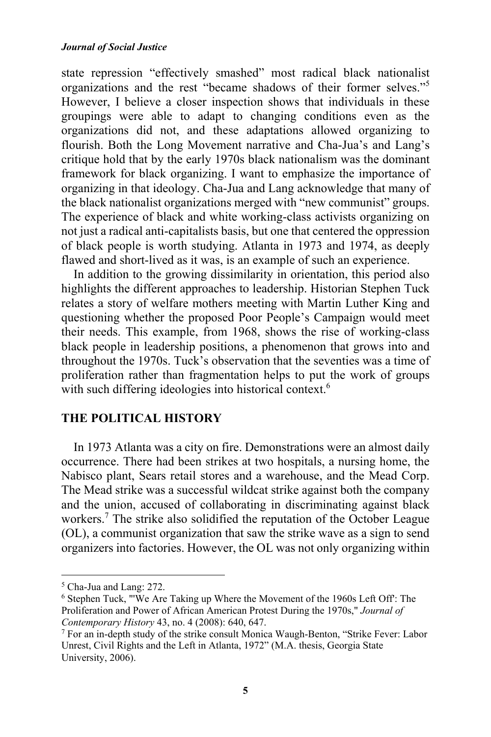state repression "effectively smashed" most radical black nationalist organizations and the rest "became shadows of their former selves."[5] However, I believe a closer inspection shows that individuals in these groupings were able to adapt to changing conditions even as the organizations did not, and these adaptations allowed organizing to flourish. Both the Long Movement narrative and Cha-Jua's and Lang's critique hold that by the early 1970s black nationalism was the dominant framework for black organizing. I want to emphasize the importance of organizing in that ideology. Cha-Jua and Lang acknowledge that many of the black nationalist organizations merged with "new communist" groups. The experience of black and white working-class activists organizing on not just a radical anti-capitalists basis, but one that centered the oppression of black people is worth studying. Atlanta in 1973 and 1974, as deeply flawed and short-lived as it was, is an example of such an experience.

In addition to the growing dissimilarity in orientation, this period also highlights the different approaches to leadership. Historian Stephen Tuck relates a story of welfare mothers meeting with Martin Luther King and questioning whether the proposed Poor People's Campaign would meet their needs. This example, from 1968, shows the rise of working-class black people in leadership positions, a phenomenon that grows into and throughout the 1970s. Tuck's observation that the seventies was a time of proliferation rather than fragmentation helps to put the work of groups with such differing ideologies into historical context.[6]

## THE POLITICAL HISTORY

In 1973 Atlanta was a city on fire. Demonstrations were an almost daily occurrence. There had been strikes at two hospitals, a nursing home, the Nabisco plant, Sears retail stores and a warehouse, and the Mead Corp. The Mead strike was a successful wildcat strike against both the company and the union, accused of collaborating in discriminating against black workers.[7] The strike also solidified the reputation of the October League (OL), a communist organization that saw the strike wave as a sign to send organizers into factories. However, the OL was not only organizing within

---

[5] Cha-Jua and Lang: 272.

[6] Stephen Tuck, "'We Are Taking up Where the Movement of the 1960s Left Off': The Proliferation and Power of African American Protest During the 1970s," *Journal of Contemporary History* 43, no. 4 (2008): 640, 647.

[7] For an in-depth study of the strike consult Monica Waugh-Benton, "Strike Fever: Labor Unrest, Civil Rights and the Left in Atlanta, 1972" (M.A. thesis, Georgia State University, 2006).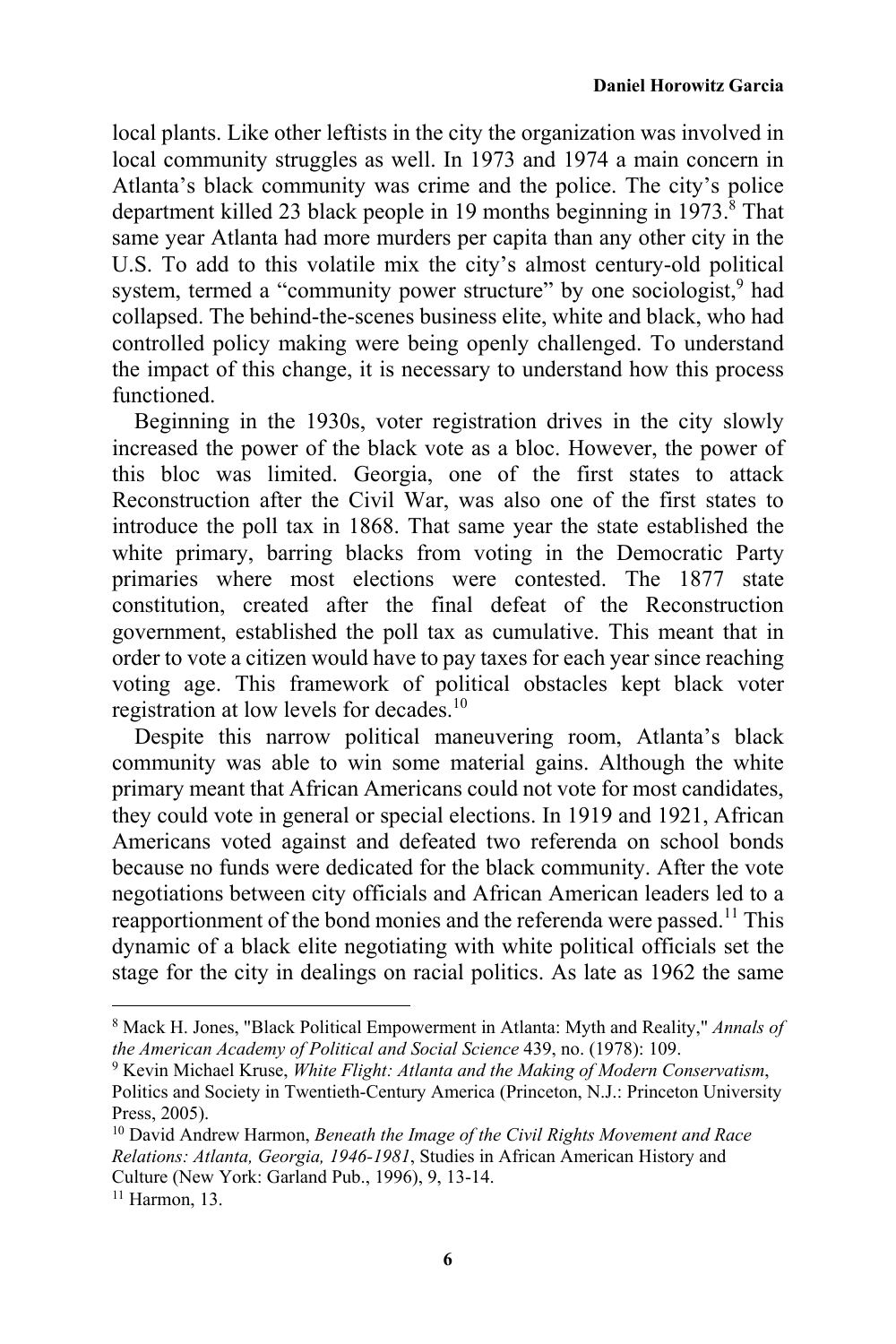local plants. Like other leftists in the city the organization was involved in local community struggles as well. In 1973 and 1974 a main concern in Atlanta's black community was crime and the police. The city's police department killed 23 black people in 19 months beginning in 1973.[8] That same year Atlanta had more murders per capita than any other city in the U.S. To add to this volatile mix the city's almost century-old political system, termed a "community power structure" by one sociologist,[9] had collapsed. The behind-the-scenes business elite, white and black, who had controlled policy making were being openly challenged. To understand the impact of this change, it is necessary to understand how this process functioned.

Beginning in the 1930s, voter registration drives in the city slowly increased the power of the black vote as a bloc. However, the power of this bloc was limited. Georgia, one of the first states to attack Reconstruction after the Civil War, was also one of the first states to introduce the poll tax in 1868. That same year the state established the white primary, barring blacks from voting in the Democratic Party primaries where most elections were contested. The 1877 state constitution, created after the final defeat of the Reconstruction government, established the poll tax as cumulative. This meant that in order to vote a citizen would have to pay taxes for each year since reaching voting age. This framework of political obstacles kept black voter registration at low levels for decades.[10]

Despite this narrow political maneuvering room, Atlanta's black community was able to win some material gains. Although the white primary meant that African Americans could not vote for most candidates, they could vote in general or special elections. In 1919 and 1921, African Americans voted against and defeated two referenda on school bonds because no funds were dedicated for the black community. After the vote negotiations between city officials and African American leaders led to a reapportionment of the bond monies and the referenda were passed.[11] This dynamic of a black elite negotiating with white political officials set the stage for the city in dealings on racial politics. As late as 1962 the same

---

[8] Mack H. Jones, "Black Political Empowerment in Atlanta: Myth and Reality," *Annals of the American Academy of Political and Social Science* 439, no. (1978): 109.

[9] Kevin Michael Kruse, *White Flight: Atlanta and the Making of Modern Conservatism*, Politics and Society in Twentieth-Century America (Princeton, N.J.: Princeton University Press, 2005).

[10] David Andrew Harmon, *Beneath the Image of the Civil Rights Movement and Race Relations: Atlanta, Georgia, 1946-1981*, Studies in African American History and Culture (New York: Garland Pub., 1996), 9, 13-14.

[11] Harmon, 13.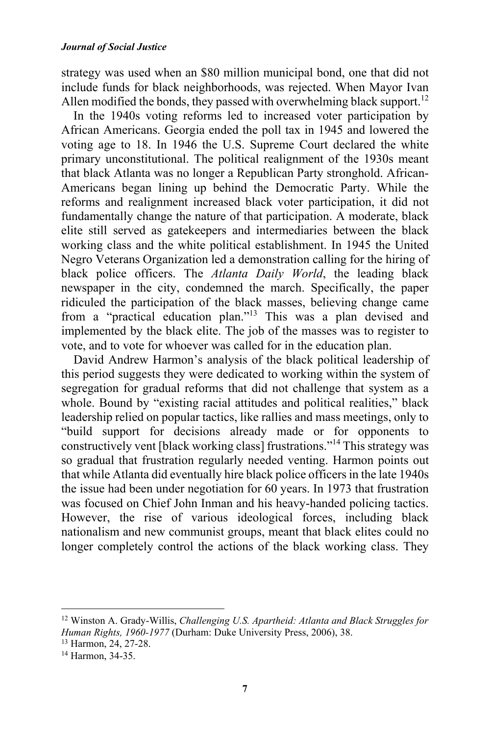strategy was used when an $80 million municipal bond, one that did not include funds for black neighborhoods, was rejected. When Mayor Ivan Allen modified the bonds, they passed with overwhelming black support.[12]

In the 1940s voting reforms led to increased voter participation by African Americans. Georgia ended the poll tax in 1945 and lowered the voting age to 18. In 1946 the U.S. Supreme Court declared the white primary unconstitutional. The political realignment of the 1930s meant that black Atlanta was no longer a Republican Party stronghold. African-Americans began lining up behind the Democratic Party. While the reforms and realignment increased black voter participation, it did not fundamentally change the nature of that participation. A moderate, black elite still served as gatekeepers and intermediaries between the black working class and the white political establishment. In 1945 the United Negro Veterans Organization led a demonstration calling for the hiring of black police officers. The *Atlanta Daily World*, the leading black newspaper in the city, condemned the march. Specifically, the paper ridiculed the participation of the black masses, believing change came from a "practical education plan."[13] This was a plan devised and implemented by the black elite. The job of the masses was to register to vote, and to vote for whoever was called for in the education plan.

David Andrew Harmon's analysis of the black political leadership of this period suggests they were dedicated to working within the system of segregation for gradual reforms that did not challenge that system as a whole. Bound by "existing racial attitudes and political realities," black leadership relied on popular tactics, like rallies and mass meetings, only to "build support for decisions already made or for opponents to constructively vent [black working class] frustrations."[14] This strategy was so gradual that frustration regularly needed venting. Harmon points out that while Atlanta did eventually hire black police officers in the late 1940s the issue had been under negotiation for 60 years. In 1973 that frustration was focused on Chief John Inman and his heavy-handed policing tactics. However, the rise of various ideological forces, including black nationalism and new communist groups, meant that black elites could no longer completely control the actions of the black working class. They

---

[12] Winston A. Grady-Willis, *Challenging U.S. Apartheid: Atlanta and Black Struggles for Human Rights, 1960-1977* (Durham: Duke University Press, 2006), 38.

[13] Harmon, 24, 27-28.

[14] Harmon, 34-35.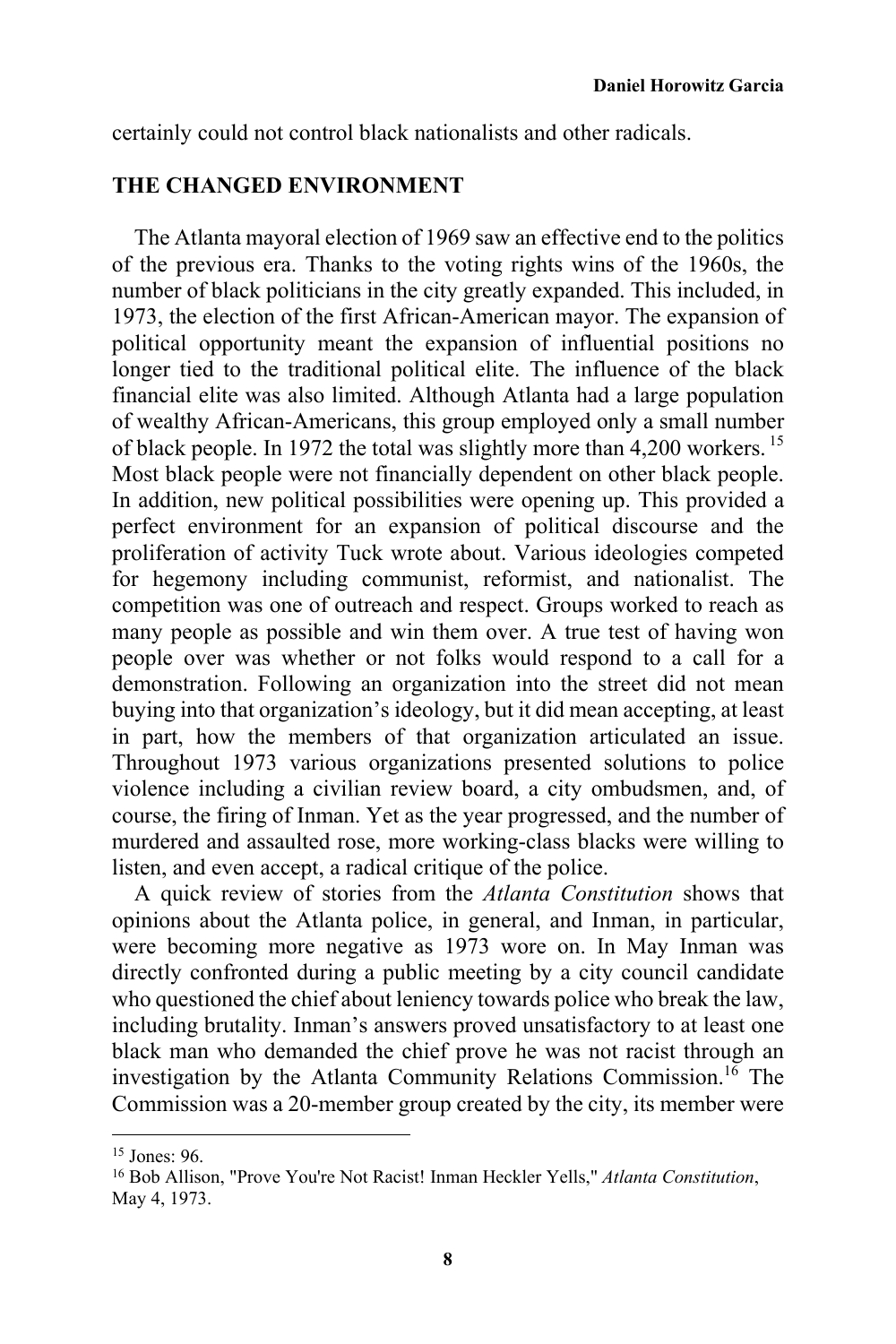certainly could not control black nationalists and other radicals.

## THE CHANGED ENVIRONMENT

The Atlanta mayoral election of 1969 saw an effective end to the politics of the previous era. Thanks to the voting rights wins of the 1960s, the number of black politicians in the city greatly expanded. This included, in 1973, the election of the first African-American mayor. The expansion of political opportunity meant the expansion of influential positions no longer tied to the traditional political elite. The influence of the black financial elite was also limited. Although Atlanta had a large population of wealthy African-Americans, this group employed only a small number of black people. In 1972 the total was slightly more than 4,200 workers.[15] Most black people were not financially dependent on other black people. In addition, new political possibilities were opening up. This provided a perfect environment for an expansion of political discourse and the proliferation of activity Tuck wrote about. Various ideologies competed for hegemony including communist, reformist, and nationalist. The competition was one of outreach and respect. Groups worked to reach as many people as possible and win them over. A true test of having won people over was whether or not folks would respond to a call for a demonstration. Following an organization into the street did not mean buying into that organization's ideology, but it did mean accepting, at least in part, how the members of that organization articulated an issue. Throughout 1973 various organizations presented solutions to police violence including a civilian review board, a city ombudsmen, and, of course, the firing of Inman. Yet as the year progressed, and the number of murdered and assaulted rose, more working-class blacks were willing to listen, and even accept, a radical critique of the police.

A quick review of stories from the *Atlanta Constitution* shows that opinions about the Atlanta police, in general, and Inman, in particular, were becoming more negative as 1973 wore on. In May Inman was directly confronted during a public meeting by a city council candidate who questioned the chief about leniency towards police who break the law, including brutality. Inman's answers proved unsatisfactory to at least one black man who demanded the chief prove he was not racist through an investigation by the Atlanta Community Relations Commission.[16] The Commission was a 20-member group created by the city, its member were

---

[15] Jones: 96.

[16] Bob Allison, "Prove You're Not Racist! Inman Heckler Yells," *Atlanta Constitution*, May 4, 1973.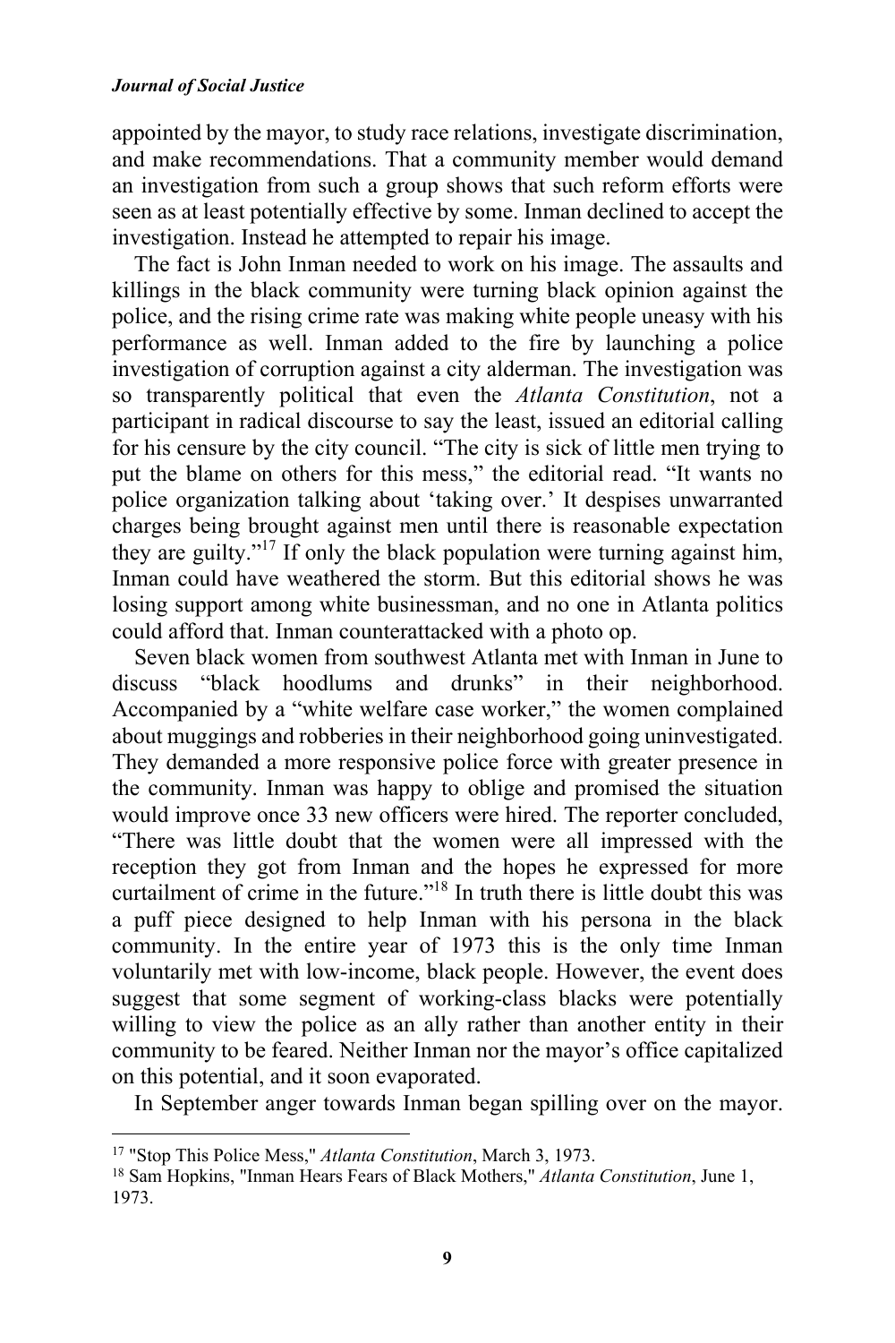appointed by the mayor, to study race relations, investigate discrimination, and make recommendations. That a community member would demand an investigation from such a group shows that such reform efforts were seen as at least potentially effective by some. Inman declined to accept the investigation. Instead he attempted to repair his image.

The fact is John Inman needed to work on his image. The assaults and killings in the black community were turning black opinion against the police, and the rising crime rate was making white people uneasy with his performance as well. Inman added to the fire by launching a police investigation of corruption against a city alderman. The investigation was so transparently political that even the *Atlanta Constitution*, not a participant in radical discourse to say the least, issued an editorial calling for his censure by the city council. "The city is sick of little men trying to put the blame on others for this mess," the editorial read. "It wants no police organization talking about 'taking over.' It despises unwarranted charges being brought against men until there is reasonable expectation they are guilty."[17] If only the black population were turning against him, Inman could have weathered the storm. But this editorial shows he was losing support among white businessman, and no one in Atlanta politics could afford that. Inman counterattacked with a photo op.

Seven black women from southwest Atlanta met with Inman in June to discuss "black hoodlums and drunks" in their neighborhood. Accompanied by a "white welfare case worker," the women complained about muggings and robberies in their neighborhood going uninvestigated. They demanded a more responsive police force with greater presence in the community. Inman was happy to oblige and promised the situation would improve once 33 new officers were hired. The reporter concluded, "There was little doubt that the women were all impressed with the reception they got from Inman and the hopes he expressed for more curtailment of crime in the future."[18] In truth there is little doubt this was a puff piece designed to help Inman with his persona in the black community. In the entire year of 1973 this is the only time Inman voluntarily met with low-income, black people. However, the event does suggest that some segment of working-class blacks were potentially willing to view the police as an ally rather than another entity in their community to be feared. Neither Inman nor the mayor's office capitalized on this potential, and it soon evaporated.

In September anger towards Inman began spilling over on the mayor.

---

[17] "Stop This Police Mess," *Atlanta Constitution*, March 3, 1973.

[18] Sam Hopkins, "Inman Hears Fears of Black Mothers," *Atlanta Constitution*, June 1, 1973.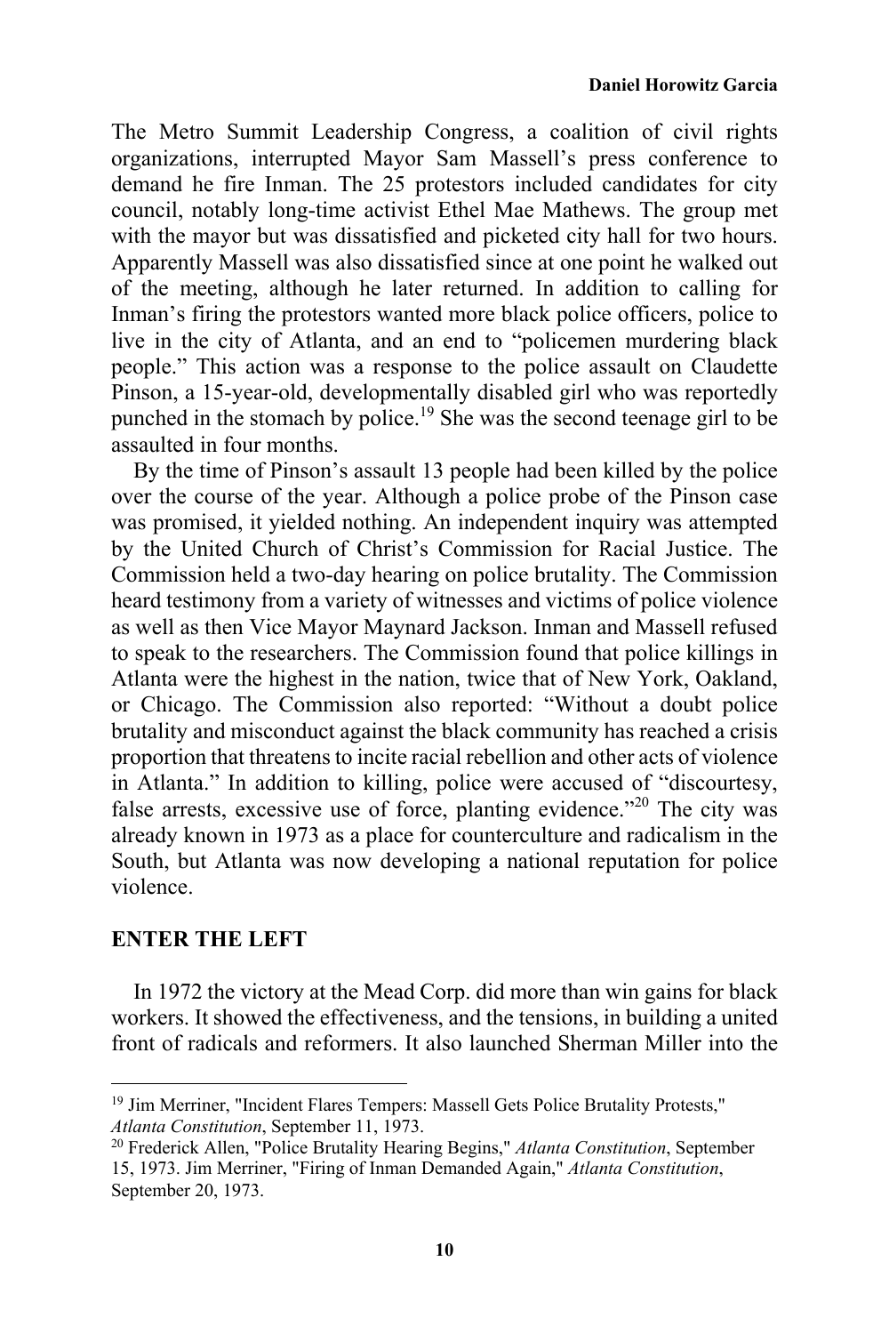The Metro Summit Leadership Congress, a coalition of civil rights organizations, interrupted Mayor Sam Massell's press conference to demand he fire Inman. The 25 protestors included candidates for city council, notably long-time activist Ethel Mae Mathews. The group met with the mayor but was dissatisfied and picketed city hall for two hours. Apparently Massell was also dissatisfied since at one point he walked out of the meeting, although he later returned. In addition to calling for Inman's firing the protestors wanted more black police officers, police to live in the city of Atlanta, and an end to "policemen murdering black people." This action was a response to the police assault on Claudette Pinson, a 15-year-old, developmentally disabled girl who was reportedly punched in the stomach by police.[19] She was the second teenage girl to be assaulted in four months.

By the time of Pinson's assault 13 people had been killed by the police over the course of the year. Although a police probe of the Pinson case was promised, it yielded nothing. An independent inquiry was attempted by the United Church of Christ's Commission for Racial Justice. The Commission held a two-day hearing on police brutality. The Commission heard testimony from a variety of witnesses and victims of police violence as well as then Vice Mayor Maynard Jackson. Inman and Massell refused to speak to the researchers. The Commission found that police killings in Atlanta were the highest in the nation, twice that of New York, Oakland, or Chicago. The Commission also reported: "Without a doubt police brutality and misconduct against the black community has reached a crisis proportion that threatens to incite racial rebellion and other acts of violence in Atlanta." In addition to killing, police were accused of "discourtesy, false arrests, excessive use of force, planting evidence."[20] The city was already known in 1973 as a place for counterculture and radicalism in the South, but Atlanta was now developing a national reputation for police violence.

## ENTER THE LEFT

In 1972 the victory at the Mead Corp. did more than win gains for black workers. It showed the effectiveness, and the tensions, in building a united front of radicals and reformers. It also launched Sherman Miller into the

---

[19] Jim Merriner, "Incident Flares Tempers: Massell Gets Police Brutality Protests," *Atlanta Constitution*, September 11, 1973.

[20] Frederick Allen, "Police Brutality Hearing Begins," *Atlanta Constitution*, September 15, 1973. Jim Merriner, "Firing of Inman Demanded Again," *Atlanta Constitution*, September 20, 1973.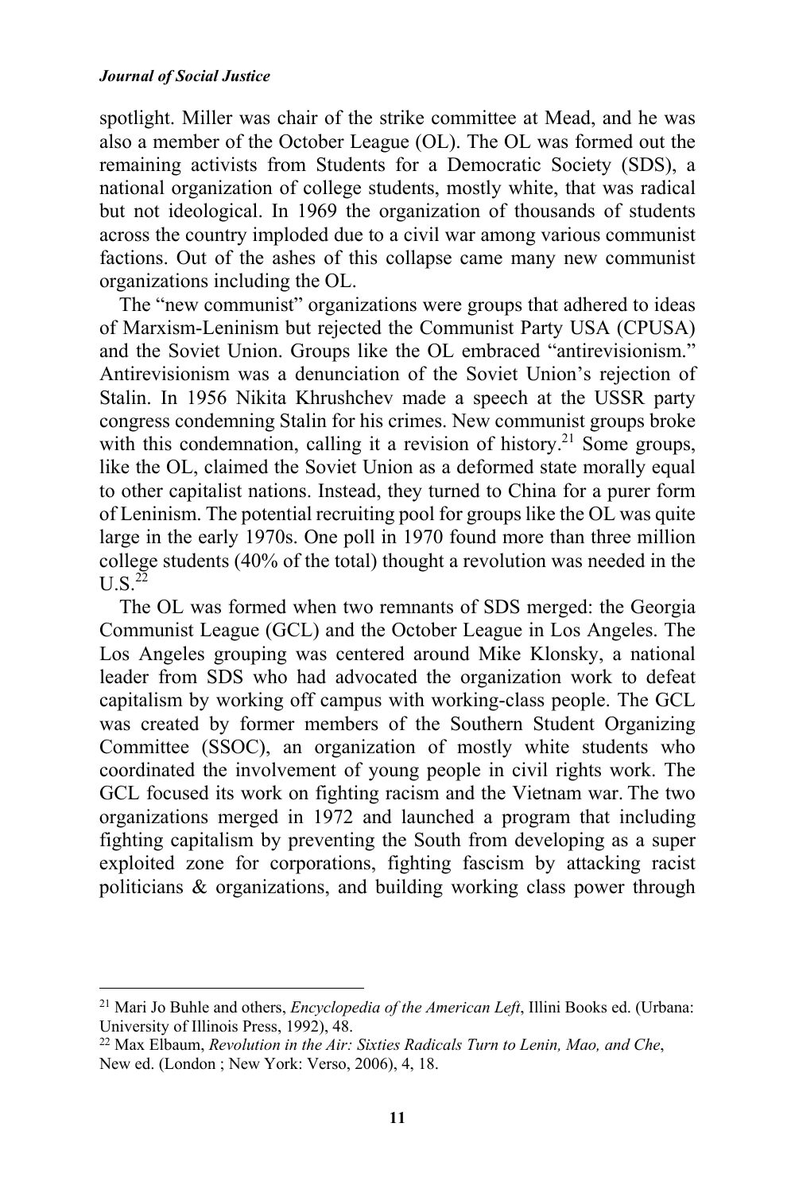spotlight. Miller was chair of the strike committee at Mead, and he was also a member of the October League (OL). The OL was formed out the remaining activists from Students for a Democratic Society (SDS), a national organization of college students, mostly white, that was radical but not ideological. In 1969 the organization of thousands of students across the country imploded due to a civil war among various communist factions. Out of the ashes of this collapse came many new communist organizations including the OL.

The "new communist" organizations were groups that adhered to ideas of Marxism-Leninism but rejected the Communist Party USA (CPUSA) and the Soviet Union. Groups like the OL embraced "antirevisionism." Antirevisionism was a denunciation of the Soviet Union's rejection of Stalin. In 1956 Nikita Khrushchev made a speech at the USSR party congress condemning Stalin for his crimes. New communist groups broke with this condemnation, calling it a revision of history.[21] Some groups, like the OL, claimed the Soviet Union as a deformed state morally equal to other capitalist nations. Instead, they turned to China for a purer form of Leninism. The potential recruiting pool for groups like the OL was quite large in the early 1970s. One poll in 1970 found more than three million college students (40% of the total) thought a revolution was needed in the U.S.[22]

The OL was formed when two remnants of SDS merged: the Georgia Communist League (GCL) and the October League in Los Angeles. The Los Angeles grouping was centered around Mike Klonsky, a national leader from SDS who had advocated the organization work to defeat capitalism by working off campus with working-class people. The GCL was created by former members of the Southern Student Organizing Committee (SSOC), an organization of mostly white students who coordinated the involvement of young people in civil rights work. The GCL focused its work on fighting racism and the Vietnam war. The two organizations merged in 1972 and launched a program that including fighting capitalism by preventing the South from developing as a super exploited zone for corporations, fighting fascism by attacking racist politicians & organizations, and building working class power through

---

[21] Mari Jo Buhle and others, *Encyclopedia of the American Left*, Illini Books ed. (Urbana: University of Illinois Press, 1992), 48.

[22] Max Elbaum, *Revolution in the Air: Sixties Radicals Turn to Lenin, Mao, and Che*, New ed. (London ; New York: Verso, 2006), 4, 18.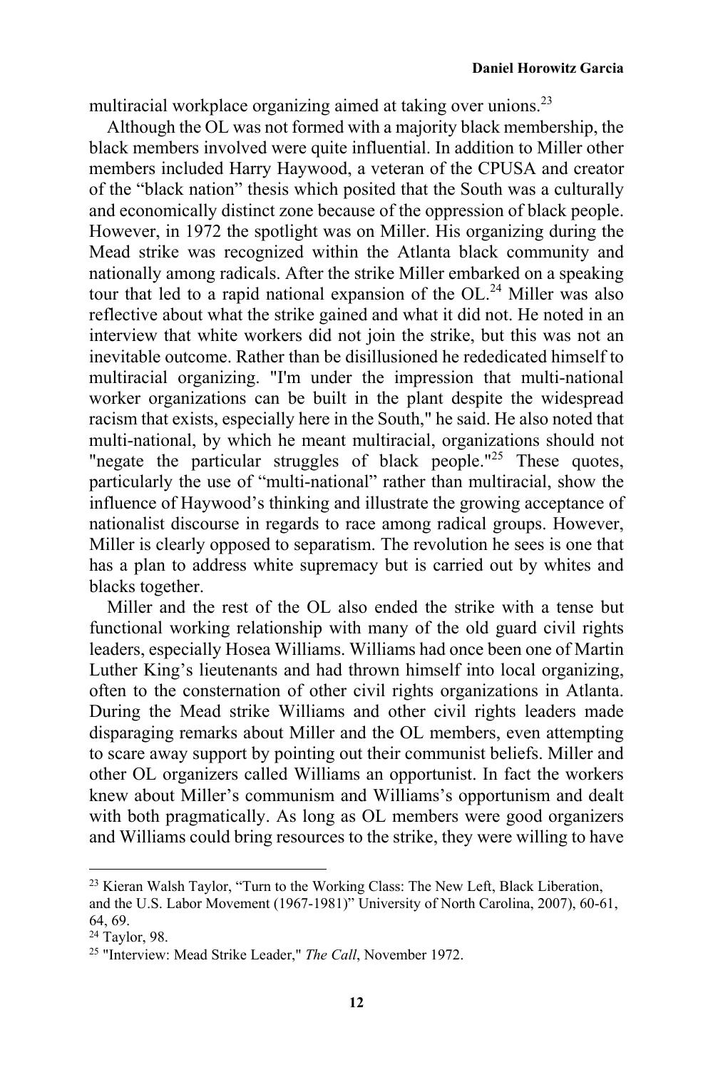multiracial workplace organizing aimed at taking over unions.[23]

Although the OL was not formed with a majority black membership, the black members involved were quite influential. In addition to Miller other members included Harry Haywood, a veteran of the CPUSA and creator of the "black nation" thesis which posited that the South was a culturally and economically distinct zone because of the oppression of black people. However, in 1972 the spotlight was on Miller. His organizing during the Mead strike was recognized within the Atlanta black community and nationally among radicals. After the strike Miller embarked on a speaking tour that led to a rapid national expansion of the OL.[24] Miller was also reflective about what the strike gained and what it did not. He noted in an interview that white workers did not join the strike, but this was not an inevitable outcome. Rather than be disillusioned he rededicated himself to multiracial organizing. "I'm under the impression that multi-national worker organizations can be built in the plant despite the widespread racism that exists, especially here in the South," he said. He also noted that multi-national, by which he meant multiracial, organizations should not "negate the particular struggles of black people."[25] These quotes, particularly the use of "multi-national" rather than multiracial, show the influence of Haywood's thinking and illustrate the growing acceptance of nationalist discourse in regards to race among radical groups. However, Miller is clearly opposed to separatism. The revolution he sees is one that has a plan to address white supremacy but is carried out by whites and blacks together.

Miller and the rest of the OL also ended the strike with a tense but functional working relationship with many of the old guard civil rights leaders, especially Hosea Williams. Williams had once been one of Martin Luther King's lieutenants and had thrown himself into local organizing, often to the consternation of other civil rights organizations in Atlanta. During the Mead strike Williams and other civil rights leaders made disparaging remarks about Miller and the OL members, even attempting to scare away support by pointing out their communist beliefs. Miller and other OL organizers called Williams an opportunist. In fact the workers knew about Miller's communism and Williams's opportunism and dealt with both pragmatically. As long as OL members were good organizers and Williams could bring resources to the strike, they were willing to have

---

[23] Kieran Walsh Taylor, "Turn to the Working Class: The New Left, Black Liberation, and the U.S. Labor Movement (1967-1981)" University of North Carolina, 2007), 60-61, 64, 69.

[24] Taylor, 98.

[25] "Interview: Mead Strike Leader," *The Call*, November 1972.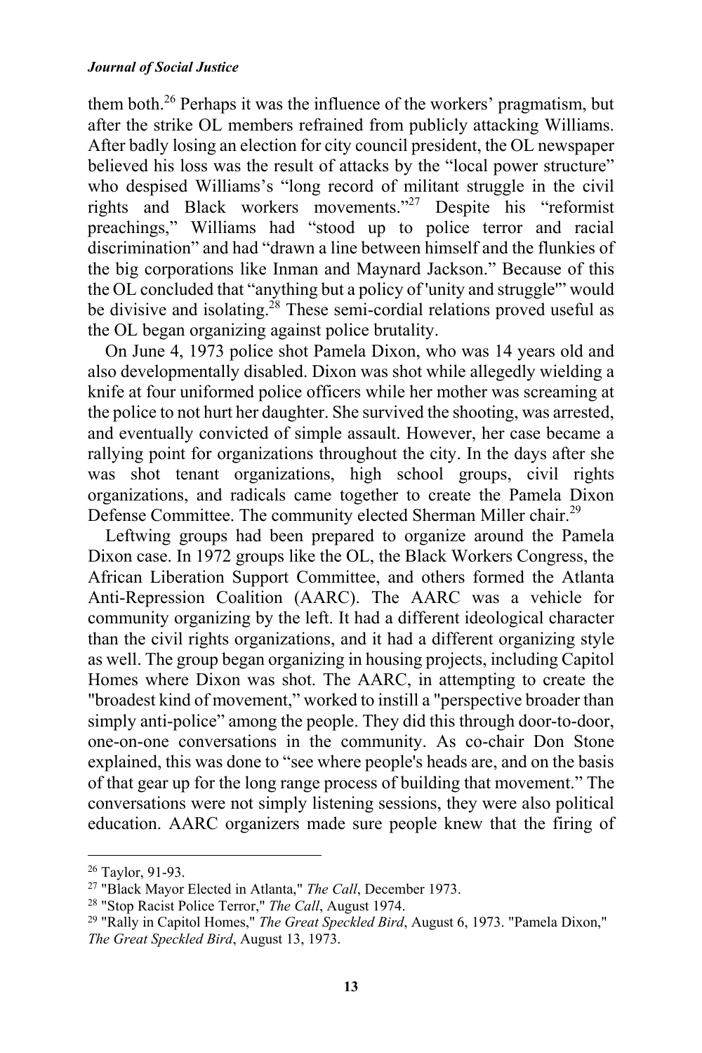them both.[26] Perhaps it was the influence of the workers' pragmatism, but after the strike OL members refrained from publicly attacking Williams. After badly losing an election for city council president, the OL newspaper believed his loss was the result of attacks by the "local power structure" who despised Williams's "long record of militant struggle in the civil rights and Black workers movements."[27] Despite his "reformist preachings," Williams had "stood up to police terror and racial discrimination" and had "drawn a line between himself and the flunkies of the big corporations like Inman and Maynard Jackson." Because of this the OL concluded that "anything but a policy of 'unity and struggle'" would be divisive and isolating.[28] These semi-cordial relations proved useful as the OL began organizing against police brutality.

On June 4, 1973 police shot Pamela Dixon, who was 14 years old and also developmentally disabled. Dixon was shot while allegedly wielding a knife at four uniformed police officers while her mother was screaming at the police to not hurt her daughter. She survived the shooting, was arrested, and eventually convicted of simple assault. However, her case became a rallying point for organizations throughout the city. In the days after she was shot tenant organizations, high school groups, civil rights organizations, and radicals came together to create the Pamela Dixon Defense Committee. The community elected Sherman Miller chair.[29]

Leftwing groups had been prepared to organize around the Pamela Dixon case. In 1972 groups like the OL, the Black Workers Congress, the African Liberation Support Committee, and others formed the Atlanta Anti-Repression Coalition (AARC). The AARC was a vehicle for community organizing by the left. It had a different ideological character than the civil rights organizations, and it had a different organizing style as well. The group began organizing in housing projects, including Capitol Homes where Dixon was shot. The AARC, in attempting to create the "broadest kind of movement," worked to instill a "perspective broader than simply anti-police" among the people. They did this through door-to-door, one-on-one conversations in the community. As co-chair Don Stone explained, this was done to "see where people's heads are, and on the basis of that gear up for the long range process of building that movement." The conversations were not simply listening sessions, they were also political education. AARC organizers made sure people knew that the firing of

---

[26] Taylor, 91-93.

[27] "Black Mayor Elected in Atlanta," *The Call*, December 1973.

[28] "Stop Racist Police Terror," *The Call*, August 1974.

[29] "Rally in Capitol Homes," *The Great Speckled Bird*, August 6, 1973. "Pamela Dixon," *The Great Speckled Bird*, August 13, 1973.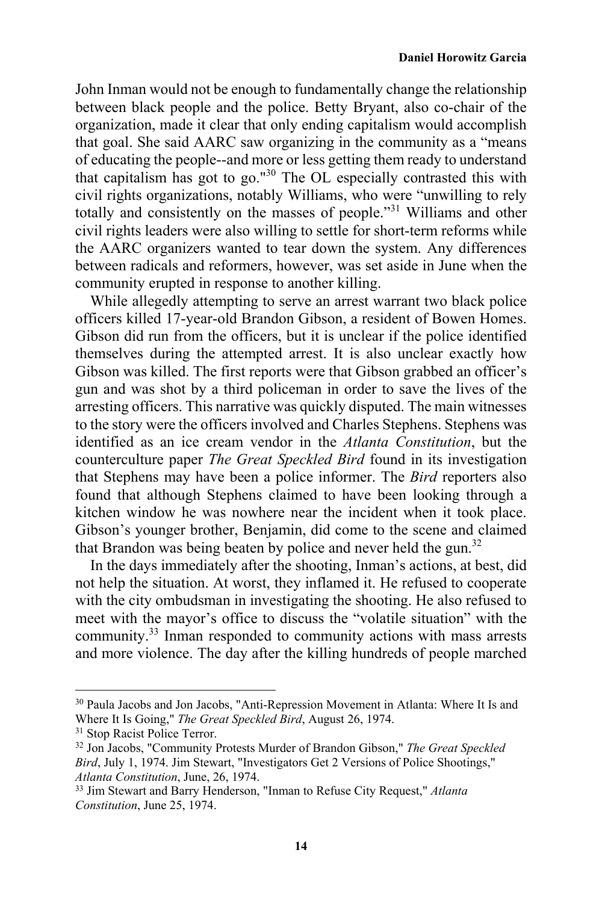John Inman would not be enough to fundamentally change the relationship between black people and the police. Betty Bryant, also co-chair of the organization, made it clear that only ending capitalism would accomplish that goal. She said AARC saw organizing in the community as a "means of educating the people--and more or less getting them ready to understand that capitalism has got to go."[30] The OL especially contrasted this with civil rights organizations, notably Williams, who were "unwilling to rely totally and consistently on the masses of people."[31] Williams and other civil rights leaders were also willing to settle for short-term reforms while the AARC organizers wanted to tear down the system. Any differences between radicals and reformers, however, was set aside in June when the community erupted in response to another killing.

While allegedly attempting to serve an arrest warrant two black police officers killed 17-year-old Brandon Gibson, a resident of Bowen Homes. Gibson did run from the officers, but it is unclear if the police identified themselves during the attempted arrest. It is also unclear exactly how Gibson was killed. The first reports were that Gibson grabbed an officer's gun and was shot by a third policeman in order to save the lives of the arresting officers. This narrative was quickly disputed. The main witnesses to the story were the officers involved and Charles Stephens. Stephens was identified as an ice cream vendor in the *Atlanta Constitution*, but the counterculture paper *The Great Speckled Bird* found in its investigation that Stephens may have been a police informer. The *Bird* reporters also found that although Stephens claimed to have been looking through a kitchen window he was nowhere near the incident when it took place. Gibson's younger brother, Benjamin, did come to the scene and claimed that Brandon was being beaten by police and never held the gun.[32]

In the days immediately after the shooting, Inman's actions, at best, did not help the situation. At worst, they inflamed it. He refused to cooperate with the city ombudsman in investigating the shooting. He also refused to meet with the mayor's office to discuss the "volatile situation" with the community.[33] Inman responded to community actions with mass arrests and more violence. The day after the killing hundreds of people marched

---

[30] Paula Jacobs and Jon Jacobs, "Anti-Repression Movement in Atlanta: Where It Is and Where It Is Going," *The Great Speckled Bird*, August 26, 1974.

[31] Stop Racist Police Terror.

[32] Jon Jacobs, "Community Protests Murder of Brandon Gibson," *The Great Speckled Bird*, July 1, 1974. Jim Stewart, "Investigators Get 2 Versions of Police Shootings," *Atlanta Constitution*, June, 26, 1974.

[33] Jim Stewart and Barry Henderson, "Inman to Refuse City Request," *Atlanta Constitution*, June 25, 1974.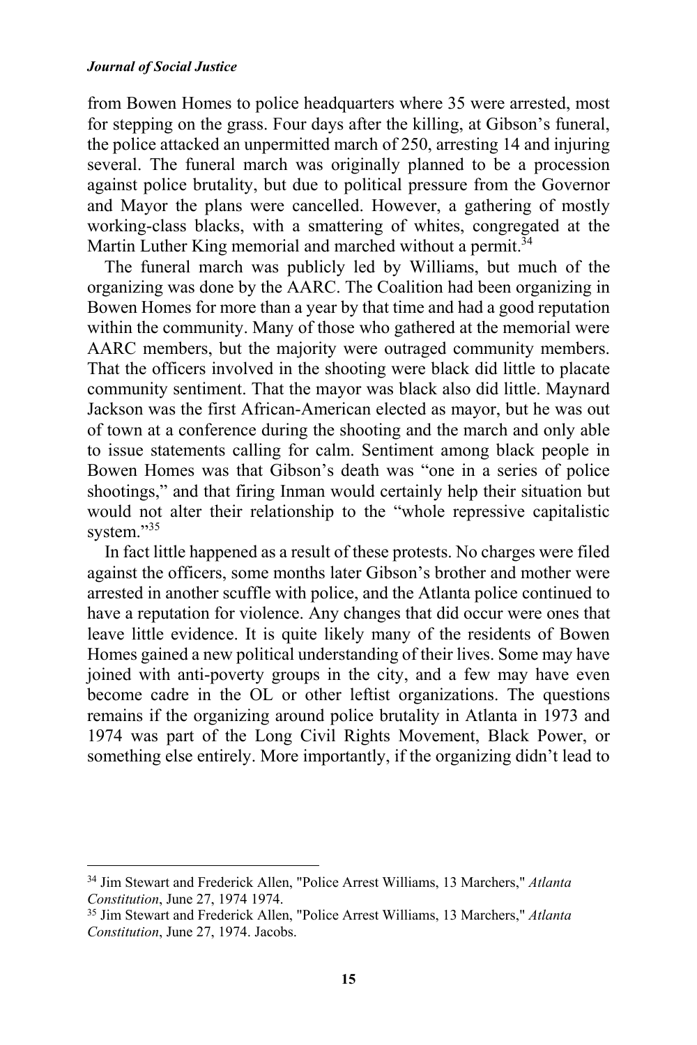from Bowen Homes to police headquarters where 35 were arrested, most for stepping on the grass. Four days after the killing, at Gibson's funeral, the police attacked an unpermitted march of 250, arresting 14 and injuring several. The funeral march was originally planned to be a procession against police brutality, but due to political pressure from the Governor and Mayor the plans were cancelled. However, a gathering of mostly working-class blacks, with a smattering of whites, congregated at the Martin Luther King memorial and marched without a permit.[34]

The funeral march was publicly led by Williams, but much of the organizing was done by the AARC. The Coalition had been organizing in Bowen Homes for more than a year by that time and had a good reputation within the community. Many of those who gathered at the memorial were AARC members, but the majority were outraged community members. That the officers involved in the shooting were black did little to placate community sentiment. That the mayor was black also did little. Maynard Jackson was the first African-American elected as mayor, but he was out of town at a conference during the shooting and the march and only able to issue statements calling for calm. Sentiment among black people in Bowen Homes was that Gibson's death was "one in a series of police shootings," and that firing Inman would certainly help their situation but would not alter their relationship to the "whole repressive capitalistic system."[35]

In fact little happened as a result of these protests. No charges were filed against the officers, some months later Gibson's brother and mother were arrested in another scuffle with police, and the Atlanta police continued to have a reputation for violence. Any changes that did occur were ones that leave little evidence. It is quite likely many of the residents of Bowen Homes gained a new political understanding of their lives. Some may have joined with anti-poverty groups in the city, and a few may have even become cadre in the OL or other leftist organizations. The questions remains if the organizing around police brutality in Atlanta in 1973 and 1974 was part of the Long Civil Rights Movement, Black Power, or something else entirely. More importantly, if the organizing didn't lead to

---

[34] Jim Stewart and Frederick Allen, "Police Arrest Williams, 13 Marchers," *Atlanta Constitution*, June 27, 1974 1974.

[35] Jim Stewart and Frederick Allen, "Police Arrest Williams, 13 Marchers," *Atlanta Constitution*, June 27, 1974. Jacobs.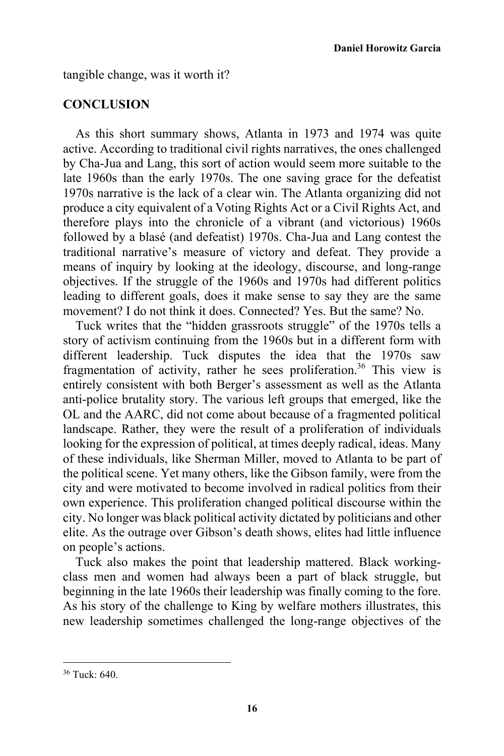tangible change, was it worth it?

## CONCLUSION

As this short summary shows, Atlanta in 1973 and 1974 was quite active. According to traditional civil rights narratives, the ones challenged by Cha-Jua and Lang, this sort of action would seem more suitable to the late 1960s than the early 1970s. The one saving grace for the defeatist 1970s narrative is the lack of a clear win. The Atlanta organizing did not produce a city equivalent of a Voting Rights Act or a Civil Rights Act, and therefore plays into the chronicle of a vibrant (and victorious) 1960s followed by a blasé (and defeatist) 1970s. Cha-Jua and Lang contest the traditional narrative's measure of victory and defeat. They provide a means of inquiry by looking at the ideology, discourse, and long-range objectives. If the struggle of the 1960s and 1970s had different politics leading to different goals, does it make sense to say they are the same movement? I do not think it does. Connected? Yes. But the same? No.

Tuck writes that the "hidden grassroots struggle" of the 1970s tells a story of activism continuing from the 1960s but in a different form with different leadership. Tuck disputes the idea that the 1970s saw fragmentation of activity, rather he sees proliferation.[36] This view is entirely consistent with both Berger's assessment as well as the Atlanta anti-police brutality story. The various left groups that emerged, like the OL and the AARC, did not come about because of a fragmented political landscape. Rather, they were the result of a proliferation of individuals looking for the expression of political, at times deeply radical, ideas. Many of these individuals, like Sherman Miller, moved to Atlanta to be part of the political scene. Yet many others, like the Gibson family, were from the city and were motivated to become involved in radical politics from their own experience. This proliferation changed political discourse within the city. No longer was black political activity dictated by politicians and other elite. As the outrage over Gibson's death shows, elites had little influence on people's actions.

Tuck also makes the point that leadership mattered. Black working-class men and women had always been a part of black struggle, but beginning in the late 1960s their leadership was finally coming to the fore. As his story of the challenge to King by welfare mothers illustrates, this new leadership sometimes challenged the long-range objectives of the

[36] Tuck: 640.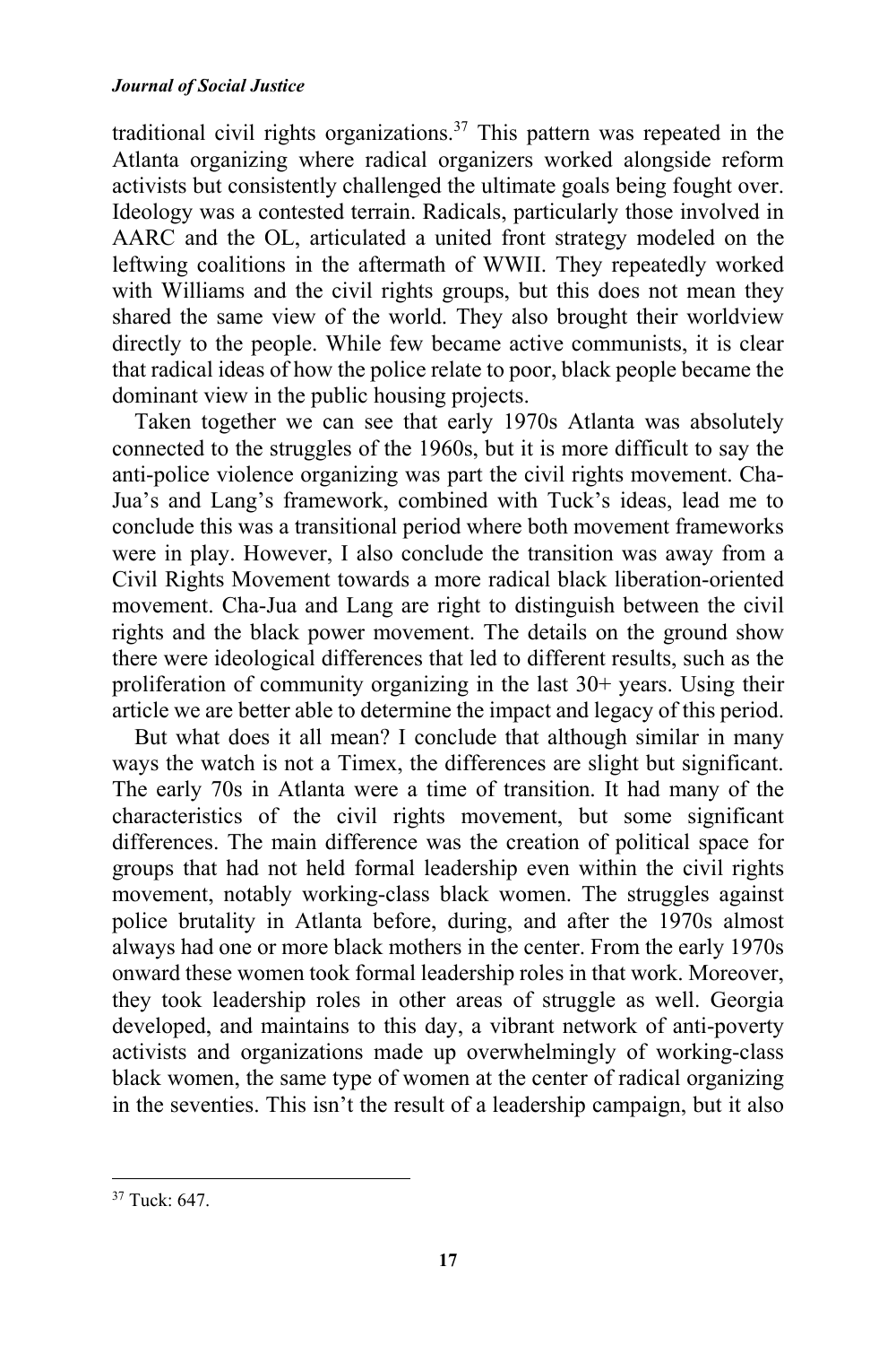traditional civil rights organizations.[37] This pattern was repeated in the Atlanta organizing where radical organizers worked alongside reform activists but consistently challenged the ultimate goals being fought over. Ideology was a contested terrain. Radicals, particularly those involved in AARC and the OL, articulated a united front strategy modeled on the leftwing coalitions in the aftermath of WWII. They repeatedly worked with Williams and the civil rights groups, but this does not mean they shared the same view of the world. They also brought their worldview directly to the people. While few became active communists, it is clear that radical ideas of how the police relate to poor, black people became the dominant view in the public housing projects.

Taken together we can see that early 1970s Atlanta was absolutely connected to the struggles of the 1960s, but it is more difficult to say the anti-police violence organizing was part the civil rights movement. Cha-Jua's and Lang's framework, combined with Tuck's ideas, lead me to conclude this was a transitional period where both movement frameworks were in play. However, I also conclude the transition was away from a Civil Rights Movement towards a more radical black liberation-oriented movement. Cha-Jua and Lang are right to distinguish between the civil rights and the black power movement. The details on the ground show there were ideological differences that led to different results, such as the proliferation of community organizing in the last 30+ years. Using their article we are better able to determine the impact and legacy of this period.

But what does it all mean? I conclude that although similar in many ways the watch is not a Timex, the differences are slight but significant. The early 70s in Atlanta were a time of transition. It had many of the characteristics of the civil rights movement, but some significant differences. The main difference was the creation of political space for groups that had not held formal leadership even within the civil rights movement, notably working-class black women. The struggles against police brutality in Atlanta before, during, and after the 1970s almost always had one or more black mothers in the center. From the early 1970s onward these women took formal leadership roles in that work. Moreover, they took leadership roles in other areas of struggle as well. Georgia developed, and maintains to this day, a vibrant network of anti-poverty activists and organizations made up overwhelmingly of working-class black women, the same type of women at the center of radical organizing in the seventies. This isn't the result of a leadership campaign, but it also

[37] Tuck: 647.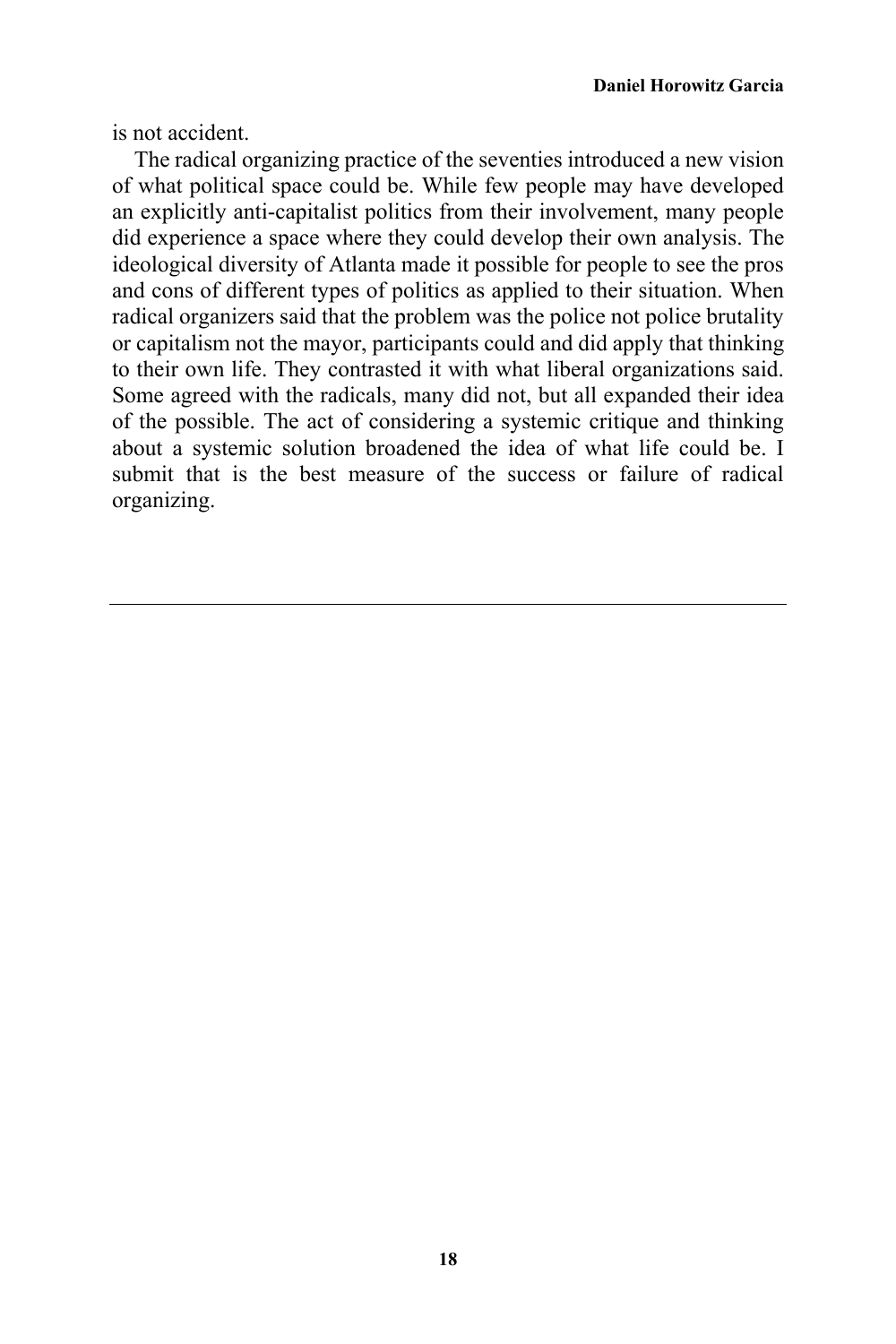is not accident.

The radical organizing practice of the seventies introduced a new vision of what political space could be. While few people may have developed an explicitly anti-capitalist politics from their involvement, many people did experience a space where they could develop their own analysis. The ideological diversity of Atlanta made it possible for people to see the pros and cons of different types of politics as applied to their situation. When radical organizers said that the problem was the police not police brutality or capitalism not the mayor, participants could and did apply that thinking to their own life. They contrasted it with what liberal organizations said. Some agreed with the radicals, many did not, but all expanded their idea of the possible. The act of considering a systemic critique and thinking about a systemic solution broadened the idea of what life could be. I submit that is the best measure of the success or failure of radical organizing.

---